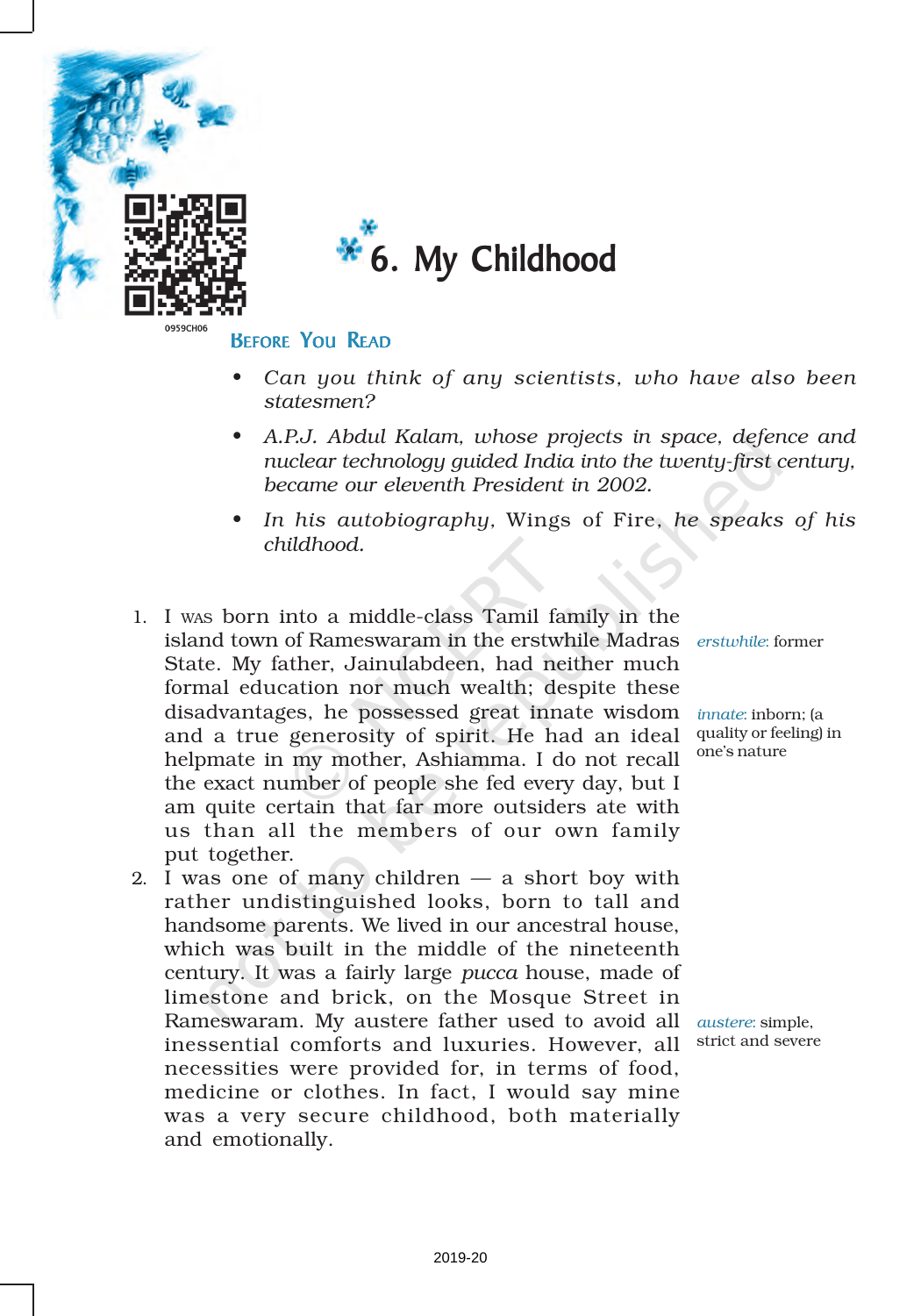0959CH06

# 6. My Childhood

## Before You Read

- *Can you think of any scientists, who have also been statesmen?*
- *A.P.J. Abdul Kalam, whose projects in space, defence and nuclear technology guided India into the twenty-first century, became our eleventh President in 2002.*
- *In his autobiography,* Wings of Fire, *he speaks of his childhood.*

1. I was born into a middle-class Tamil family in the island town of Rameswaram in the erstwhile Madras State. My father, Jainulabdeen, had neither much formal education nor much wealth; despite these disadvantages, he possessed great innate wisdom and a true generosity of spirit. He had an ideal helpmate in my mother, Ashiamma. I do not recall the exact number of people she fed every day, but I am quite certain that far more outsiders ate with us than all the members of our own family put together.

2. I was one of many children — a short boy with rather undistinguished looks, born to tall and handsome parents. We lived in our ancestral house, which was built in the middle of the nineteenth century. It was a fairly large *pucca* house, made of limestone and brick, on the Mosque Street in Rameswaram. My austere father used to avoid all inessential comforts and luxuries. However, all necessities were provided for, in terms of food, medicine or clothes. In fact, I would say mine was a very secure childhood, both materially and emotionally.

*erstwhile*: former

*innate*: inborn; (a quality or feeling) in one's nature

*austere*: simple, strict and severe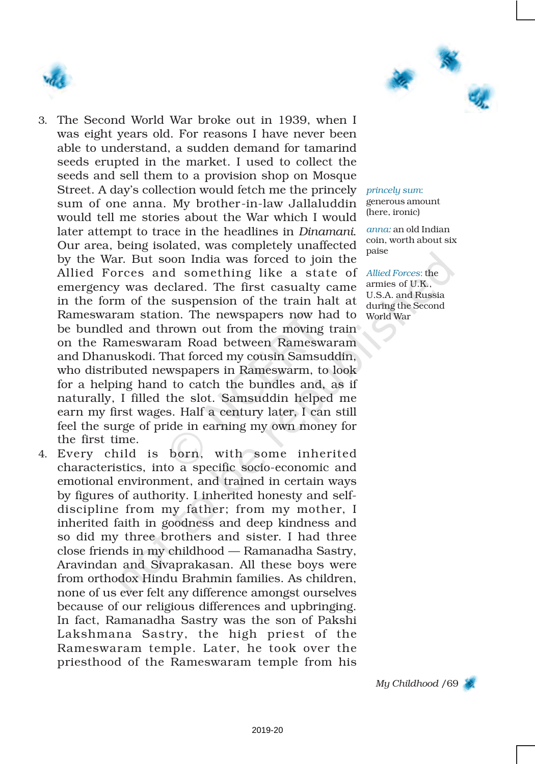3. The Second World War broke out in 1939, when I was eight years old. For reasons I have never been able to understand, a sudden demand for tamarind seeds erupted in the market. I used to collect the seeds and sell them to a provision shop on Mosque Street. A day's collection would fetch me the princely sum of one anna. My brother-in-law Jallaluddin would tell me stories about the War which I would later attempt to trace in the headlines in *Dinamani*. Our area, being isolated, was completely unaffected by the War. But soon India was forced to join the Allied Forces and something like a state of emergency was declared. The first casualty came in the form of the suspension of the train halt at Rameswaram station. The newspapers now had to be bundled and thrown out from the moving train on the Rameswaram Road between Rameswaram and Dhanuskodi. That forced my cousin Samsuddin, who distributed newspapers in Rameswarm, to look for a helping hand to catch the bundles and, as if naturally, I filled the slot. Samsuddin helped me earn my first wages. Half a century later, I can still feel the surge of pride in earning my own money for the first time.

*princely sum:* generous amount (here, ironic)

*anna:* an old Indian coin, worth about six paise

*Allied Forces:* the armies of U.K., U.S.A. and Russia during the Second World War

4. Every child is born, with some inherited characteristics, into a specific socio-economic and emotional environment, and trained in certain ways by figures of authority. I inherited honesty and self-discipline from my father; from my mother, I inherited faith in goodness and deep kindness and so did my three brothers and sister. I had three close friends in my childhood — Ramanadha Sastry, Aravindan and Sivaprakasan. All these boys were from orthodox Hindu Brahmin families. As children, none of us ever felt any difference amongst ourselves because of our religious differences and upbringing. In fact, Ramanadha Sastry was the son of Pakshi Lakshmana Sastry, the high priest of the Rameswaram temple. Later, he took over the priesthood of the Rameswaram temple from his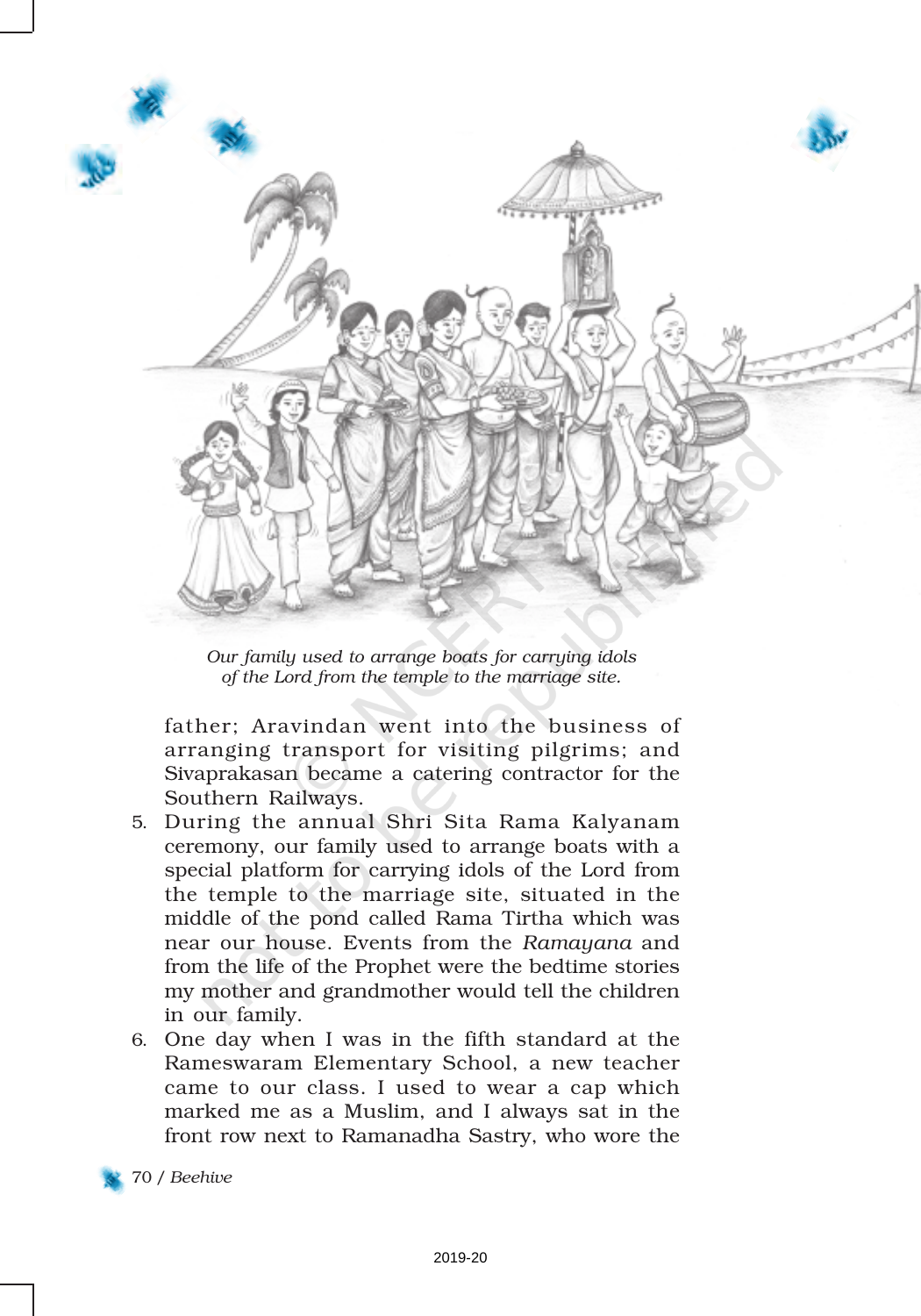*Our family used to arrange boats for carrying idols of the Lord from the temple to the marriage site.*

father; Aravindan went into the business of arranging transport for visiting pilgrims; and Sivaprakasan became a catering contractor for the Southern Railways.

5. During the annual Shri Sita Rama Kalyanam ceremony, our family used to arrange boats with a special platform for carrying idols of the Lord from the temple to the marriage site, situated in the middle of the pond called Rama Tirtha which was near our house. Events from the *Ramayana* and from the life of the Prophet were the bedtime stories my mother and grandmother would tell the children in our family.
6. One day when I was in the fifth standard at the Rameswaram Elementary School, a new teacher came to our class. I used to wear a cap which marked me as a Muslim, and I always sat in the front row next to Ramanadha Sastry, who wore the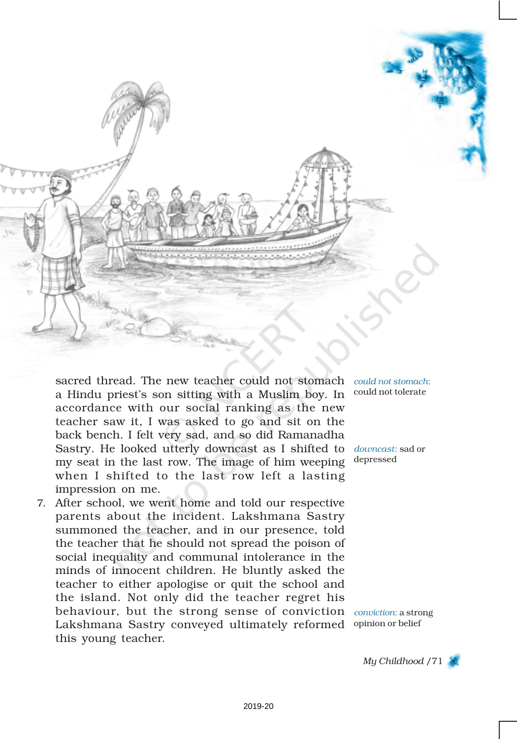sacred thread. The new teacher could not stomach a Hindu priest's son sitting with a Muslim boy. In accordance with our social ranking as the new teacher saw it, I was asked to go and sit on the back bench. I felt very sad, and so did Ramanadha Sastry. He looked utterly downcast as I shifted to my seat in the last row. The image of him weeping when I shifted to the last row left a lasting impression on me.

*could not stomach:* could not tolerate

*downcast:* sad or depressed

7. After school, we went home and told our respective parents about the incident. Lakshmana Sastry summoned the teacher, and in our presence, told the teacher that he should not spread the poison of social inequality and communal intolerance in the minds of innocent children. He bluntly asked the teacher to either apologise or quit the school and the island. Not only did the teacher regret his behaviour, but the strong sense of conviction Lakshmana Sastry conveyed ultimately reformed this young teacher.

*conviction:* a strong opinion or belief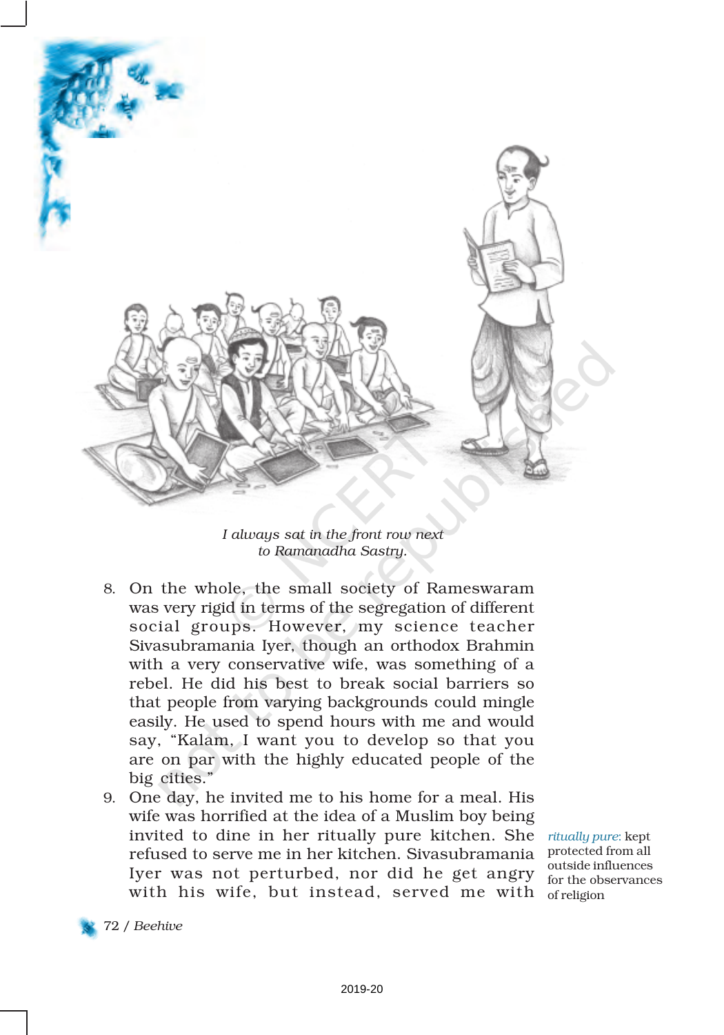*I always sat in the front row next to Ramanadha Sastry.*

8. On the whole, the small society of Rameswaram was very rigid in terms of the segregation of different social groups. However, my science teacher Sivasubramania Iyer, though an orthodox Brahmin with a very conservative wife, was something of a rebel. He did his best to break social barriers so that people from varying backgrounds could mingle easily. He used to spend hours with me and would say, "Kalam, I want you to develop so that you are on par with the highly educated people of the big cities."

9. One day, he invited me to his home for a meal. His wife was horrified at the idea of a Muslim boy being invited to dine in her ritually pure kitchen. She refused to serve me in her kitchen. Sivasubramania Iyer was not perturbed, nor did he get angry with his wife, but instead, served me with

*ritually pure*: kept protected from all outside influences for the observances of religion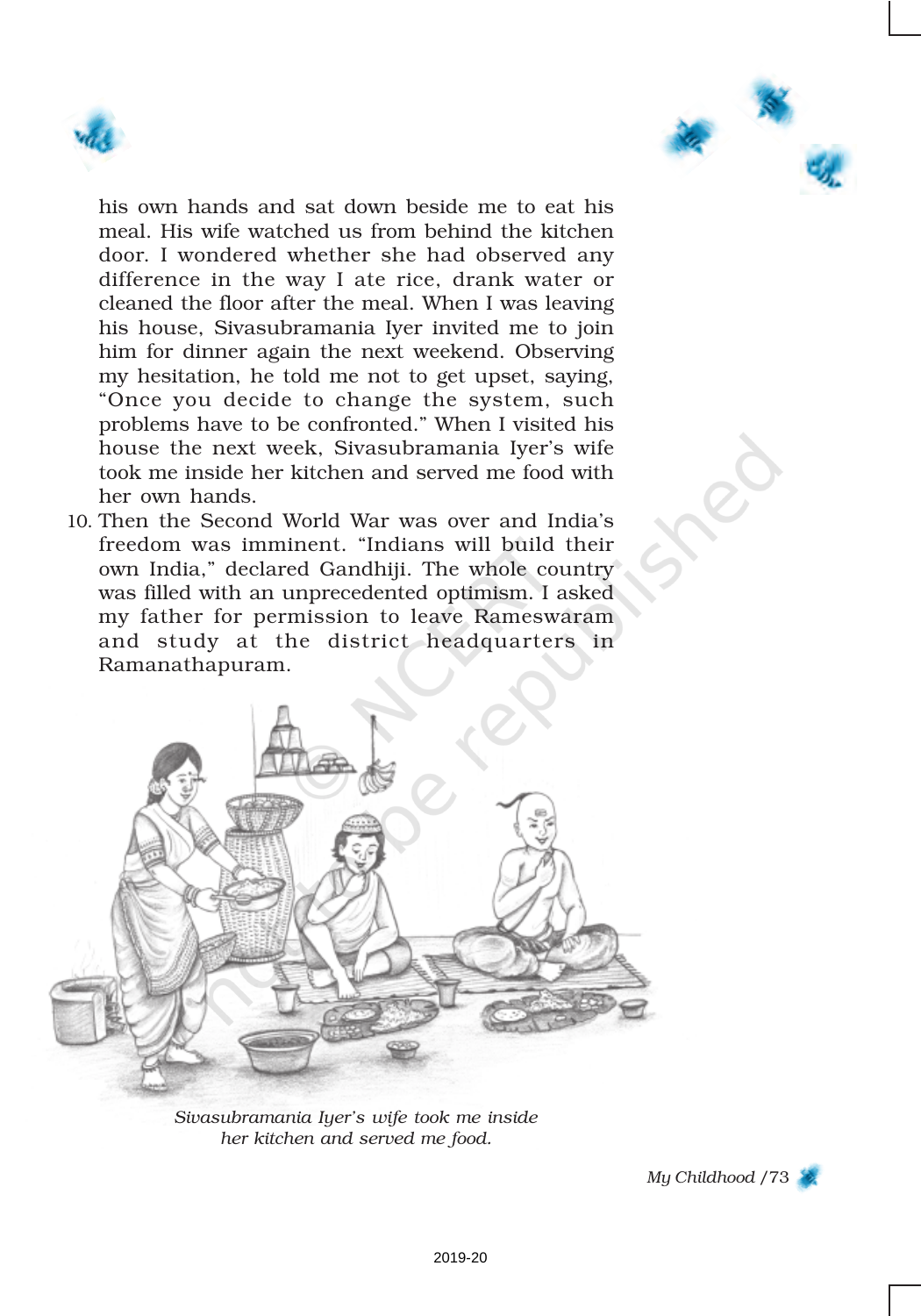his own hands and sat down beside me to eat his meal. His wife watched us from behind the kitchen door. I wondered whether she had observed any difference in the way I ate rice, drank water or cleaned the floor after the meal. When I was leaving his house, Sivasubramania Iyer invited me to join him for dinner again the next weekend. Observing my hesitation, he told me not to get upset, saying, "Once you decide to change the system, such problems have to be confronted." When I visited his house the next week, Sivasubramania Iyer's wife took me inside her kitchen and served me food with her own hands.

10. Then the Second World War was over and India's freedom was imminent. "Indians will build their own India," declared Gandhiji. The whole country was filled with an unprecedented optimism. I asked my father for permission to leave Rameswaram and study at the district headquarters in Ramanathapuram.

*Sivasubramania Iyer's wife took me inside her kitchen and served me food.*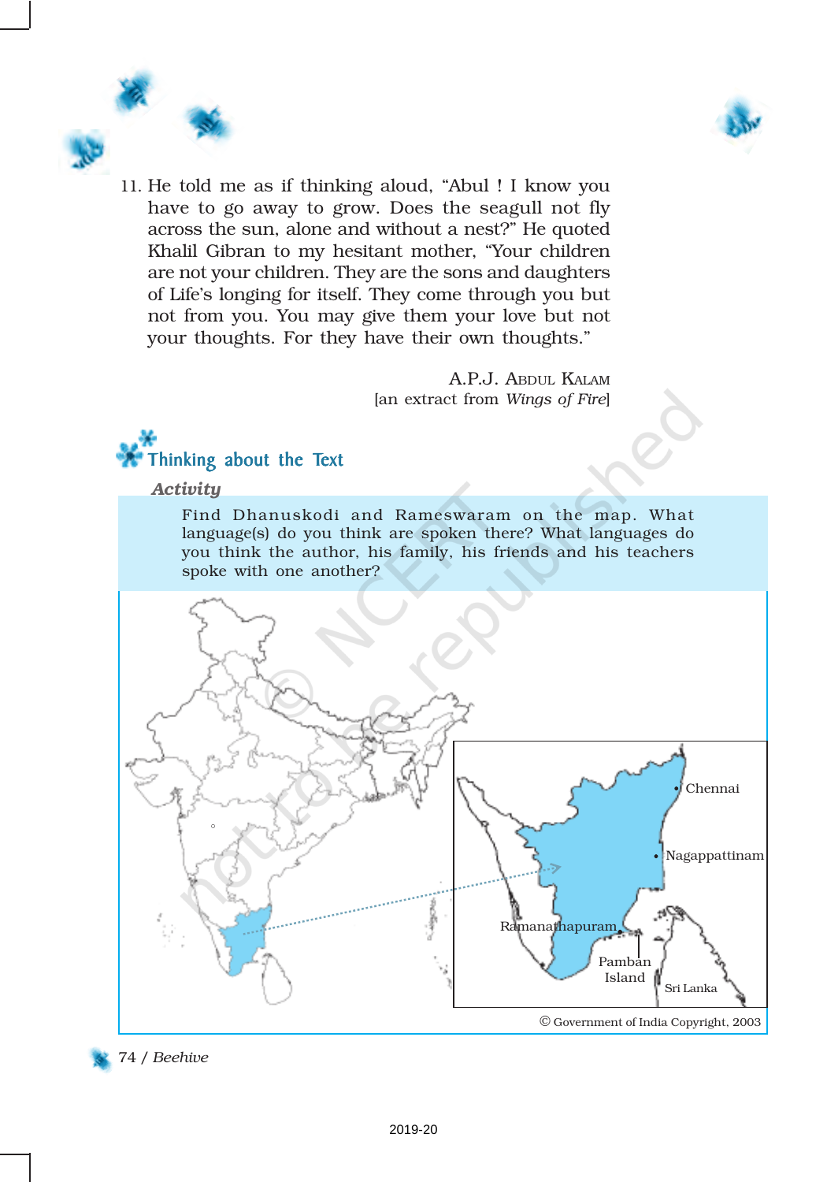11. He told me as if thinking aloud, “Abul ! I know you have to go away to grow. Does the seagull not fly across the sun, alone and without a nest?” He quoted Khalil Gibran to my hesitant mother, “Your children are not your children. They are the sons and daughters of Life’s longing for itself. They come through you but not from you. You may give them your love but not your thoughts. For they have their own thoughts.”

A.P.J. Abdul Kalam
[an extract from *Wings of Fire*]

## Thinking about the Text

***Activity***

Find Dhanuskodi and Rameswaram on the map. What language(s) do you think are spoken there? What languages do you think the author, his family, his friends and his teachers spoke with one another?

Chennai
Nagappattinam
Ramanathapuram
Pamban Island
Sri Lanka

© Government of India Copyright, 2003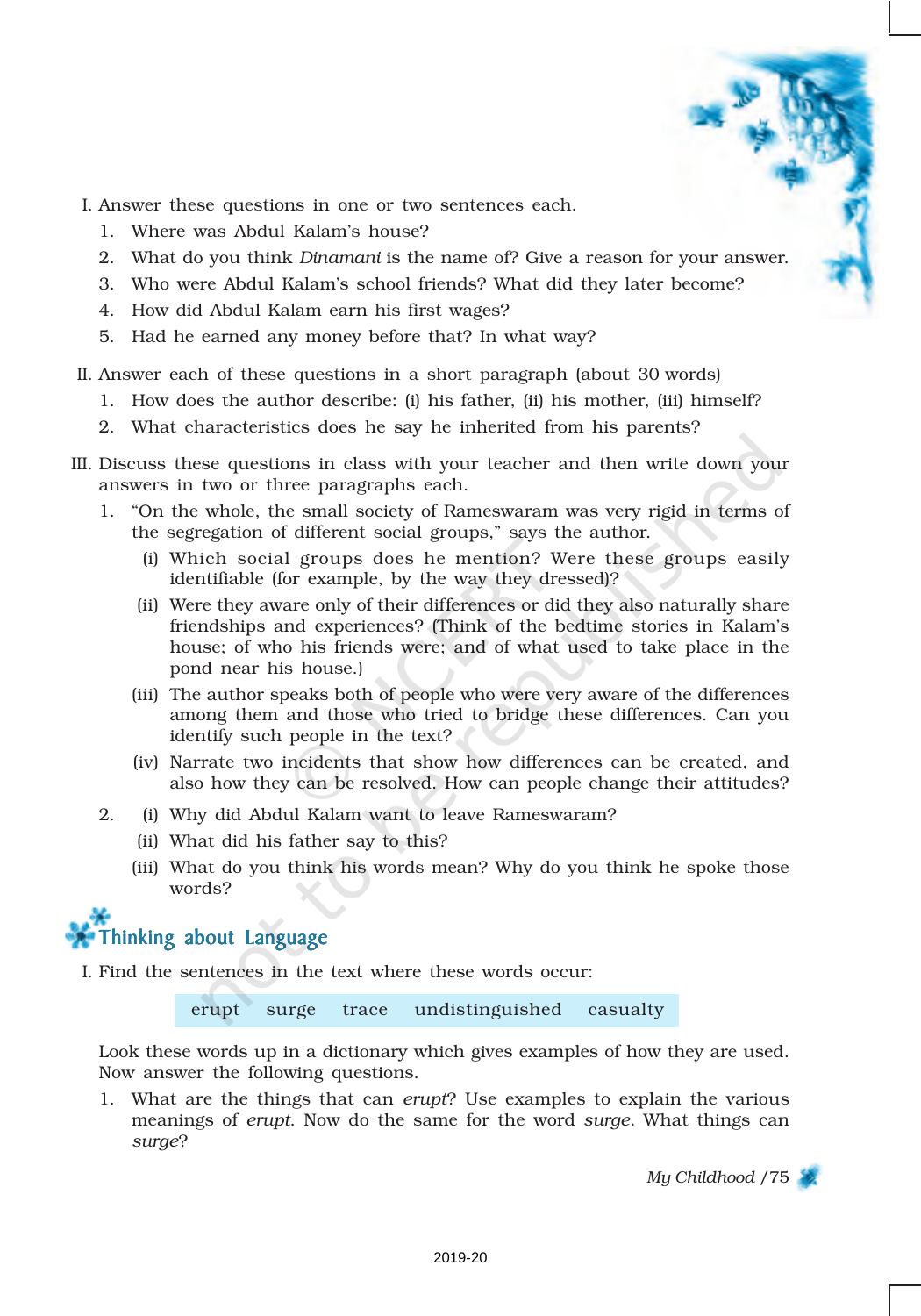I. Answer these questions in one or two sentences each.

1. Where was Abdul Kalam's house?
2. What do you think *Dinamani* is the name of? Give a reason for your answer.
3. Who were Abdul Kalam's school friends? What did they later become?
4. How did Abdul Kalam earn his first wages?
5. Had he earned any money before that? In what way?

II. Answer each of these questions in a short paragraph (about 30 words)

1. How does the author describe: (i) his father, (ii) his mother, (iii) himself?
2. What characteristics does he say he inherited from his parents?

III. Discuss these questions in class with your teacher and then write down your answers in two or three paragraphs each.

1. "On the whole, the small society of Rameswaram was very rigid in terms of the segregation of different social groups," says the author.
   - (i) Which social groups does he mention? Were these groups easily identifiable (for example, by the way they dressed)?
   - (ii) Were they aware only of their differences or did they also naturally share friendships and experiences? (Think of the bedtime stories in Kalam's house; of who his friends were; and of what used to take place in the pond near his house.)
   - (iii) The author speaks both of people who were very aware of the differences among them and those who tried to bridge these differences. Can you identify such people in the text?
   - (iv) Narrate two incidents that show how differences can be created, and also how they can be resolved. How can people change their attitudes?
2. (i) Why did Abdul Kalam want to leave Rameswaram?
   - (ii) What did his father say to this?
   - (iii) What do you think his words mean? Why do you think he spoke those words?

## Thinking about Language

I. Find the sentences in the text where these words occur:

erupt    surge    trace    undistinguished    casualty

Look these words up in a dictionary which gives examples of how they are used. Now answer the following questions.

1. What are the things that can *erupt*? Use examples to explain the various meanings of *erupt*. Now do the same for the word *surge*. What things can *surge*?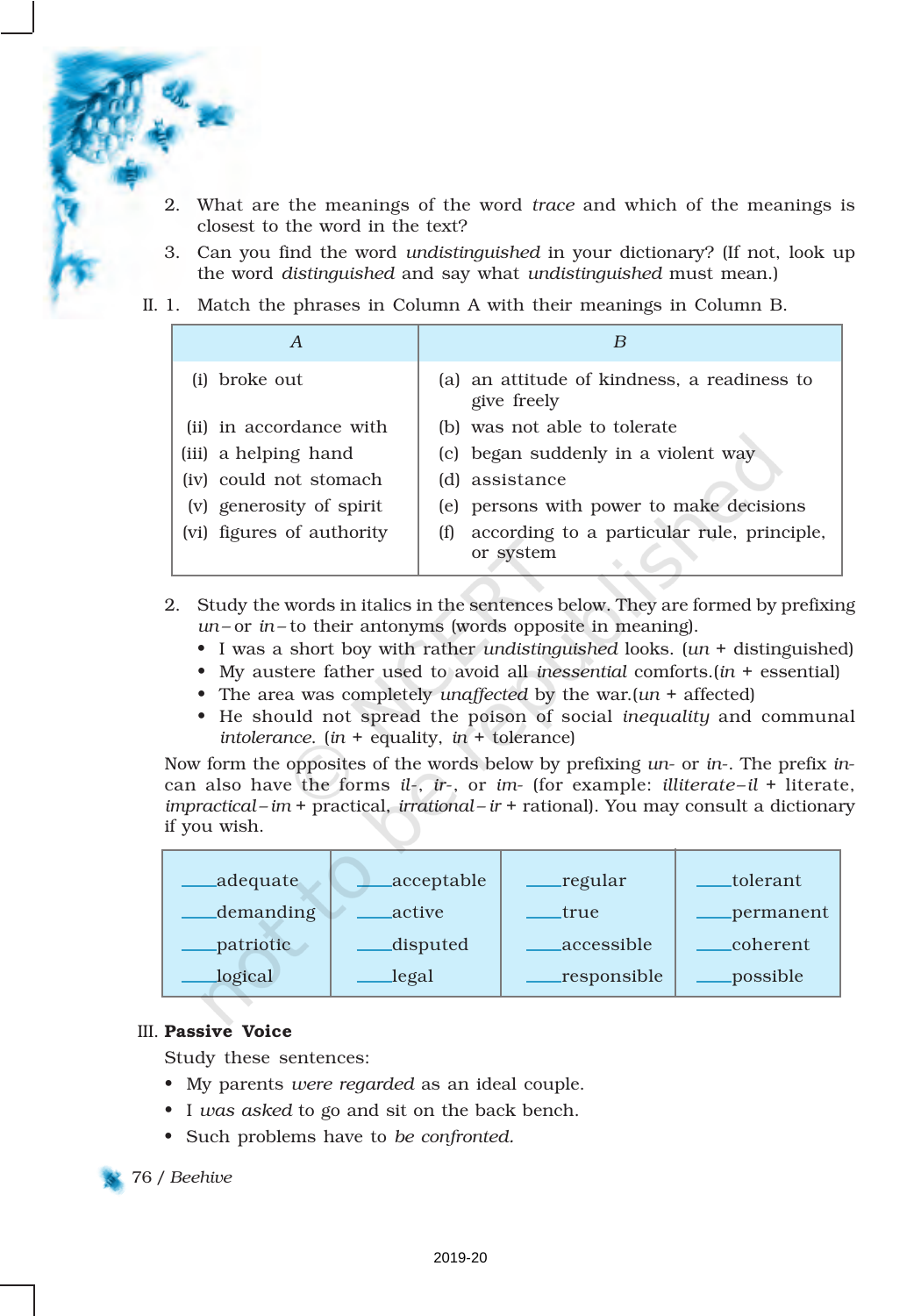2. What are the meanings of the word *trace* and which of the meanings is closest to the word in the text?

3. Can you find the word *undistinguished* in your dictionary? (If not, look up the word *distinguished* and say what *undistinguished* must mean.)

II. 1. Match the phrases in Column A with their meanings in Column B.

| A | B |
|---|---|
| (i) broke out | (a) an attitude of kindness, a readiness to give freely |
| (ii) in accordance with | (b) was not able to tolerate |
| (iii) a helping hand | (c) began suddenly in a violent way |
| (iv) could not stomach | (d) assistance |
| (v) generosity of spirit | (e) persons with power to make decisions |
| (vi) figures of authority | (f) according to a particular rule, principle, or system |

2. Study the words in italics in the sentences below. They are formed by prefixing *un*– or *in*– to their antonyms (words opposite in meaning).
   - I was a short boy with rather *undistinguished* looks. (*un* + distinguished)
   - My austere father used to avoid all *inessential* comforts.(*in* + essential)
   - The area was completely *unaffected* by the war.(*un* + affected)
   - He should not spread the poison of social *inequality* and communal *intolerance*. (*in* + equality, *in* + tolerance)

Now form the opposites of the words below by prefixing *un*- or *in*-. The prefix *in*- can also have the forms *il*-, *ir*-, or *im*- (for example: *illiterate*–*il* + literate, *impractical*–*im* + practical, *irrational*–*ir* + rational). You may consult a dictionary if you wish.

| | | | |
|---|---|---|---|
| ____adequate | ____acceptable | ____regular | ____tolerant |
| ____demanding | ____active | ____true | ____permanent |
| ____patriotic | ____disputed | ____accessible | ____coherent |
| ____logical | ____legal | ____responsible | ____possible |

III. **Passive Voice**

Study these sentences:

- My parents *were regarded* as an ideal couple.
- I *was asked* to go and sit on the back bench.
- Such problems have to *be confronted.*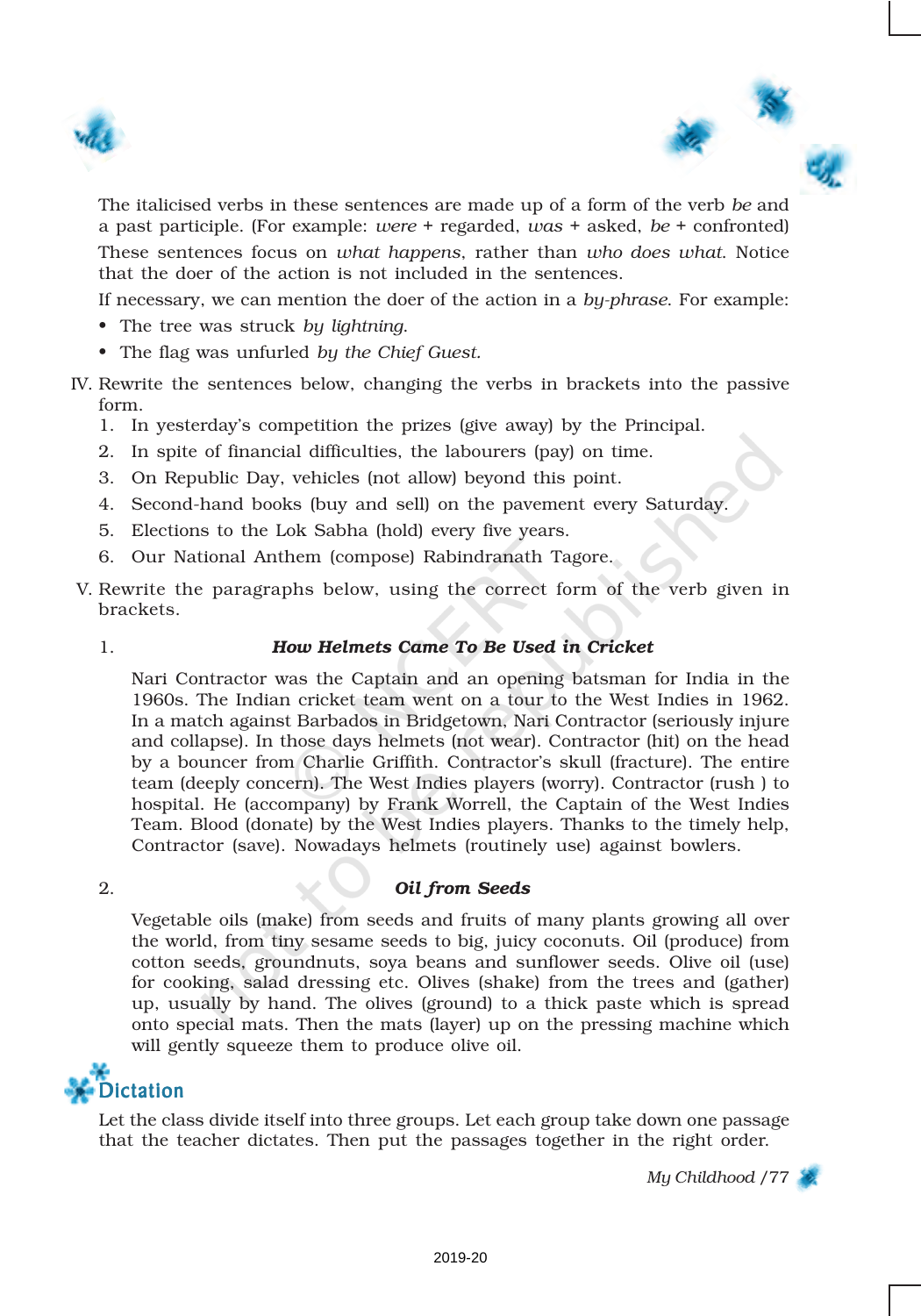The italicised verbs in these sentences are made up of a form of the verb *be* and a past participle. (For example: *were* + regarded, *was* + asked, *be* + confronted)

These sentences focus on *what happens*, rather than *who does what*. Notice that the doer of the action is not included in the sentences.

If necessary, we can mention the doer of the action in a *by-phrase*. For example:

- The tree was struck *by lightning*.
- The flag was unfurled *by the Chief Guest*.

IV. Rewrite the sentences below, changing the verbs in brackets into the passive form.

1. In yesterday's competition the prizes (give away) by the Principal.
2. In spite of financial difficulties, the labourers (pay) on time.
3. On Republic Day, vehicles (not allow) beyond this point.
4. Second-hand books (buy and sell) on the pavement every Saturday.
5. Elections to the Lok Sabha (hold) every five years.
6. Our National Anthem (compose) Rabindranath Tagore.

V. Rewrite the paragraphs below, using the correct form of the verb given in brackets.

1. ***How Helmets Came To Be Used in Cricket***

Nari Contractor was the Captain and an opening batsman for India in the 1960s. The Indian cricket team went on a tour to the West Indies in 1962. In a match against Barbados in Bridgetown, Nari Contractor (seriously injure and collapse). In those days helmets (not wear). Contractor (hit) on the head by a bouncer from Charlie Griffith. Contractor's skull (fracture). The entire team (deeply concern). The West Indies players (worry). Contractor (rush ) to hospital. He (accompany) by Frank Worrell, the Captain of the West Indies Team. Blood (donate) by the West Indies players. Thanks to the timely help, Contractor (save). Nowadays helmets (routinely use) against bowlers.

2. ***Oil from Seeds***

Vegetable oils (make) from seeds and fruits of many plants growing all over the world, from tiny sesame seeds to big, juicy coconuts. Oil (produce) from cotton seeds, groundnuts, soya beans and sunflower seeds. Olive oil (use) for cooking, salad dressing etc. Olives (shake) from the trees and (gather) up, usually by hand. The olives (ground) to a thick paste which is spread onto special mats. Then the mats (layer) up on the pressing machine which will gently squeeze them to produce olive oil.

## Dictation

Let the class divide itself into three groups. Let each group take down one passage that the teacher dictates. Then put the passages together in the right order.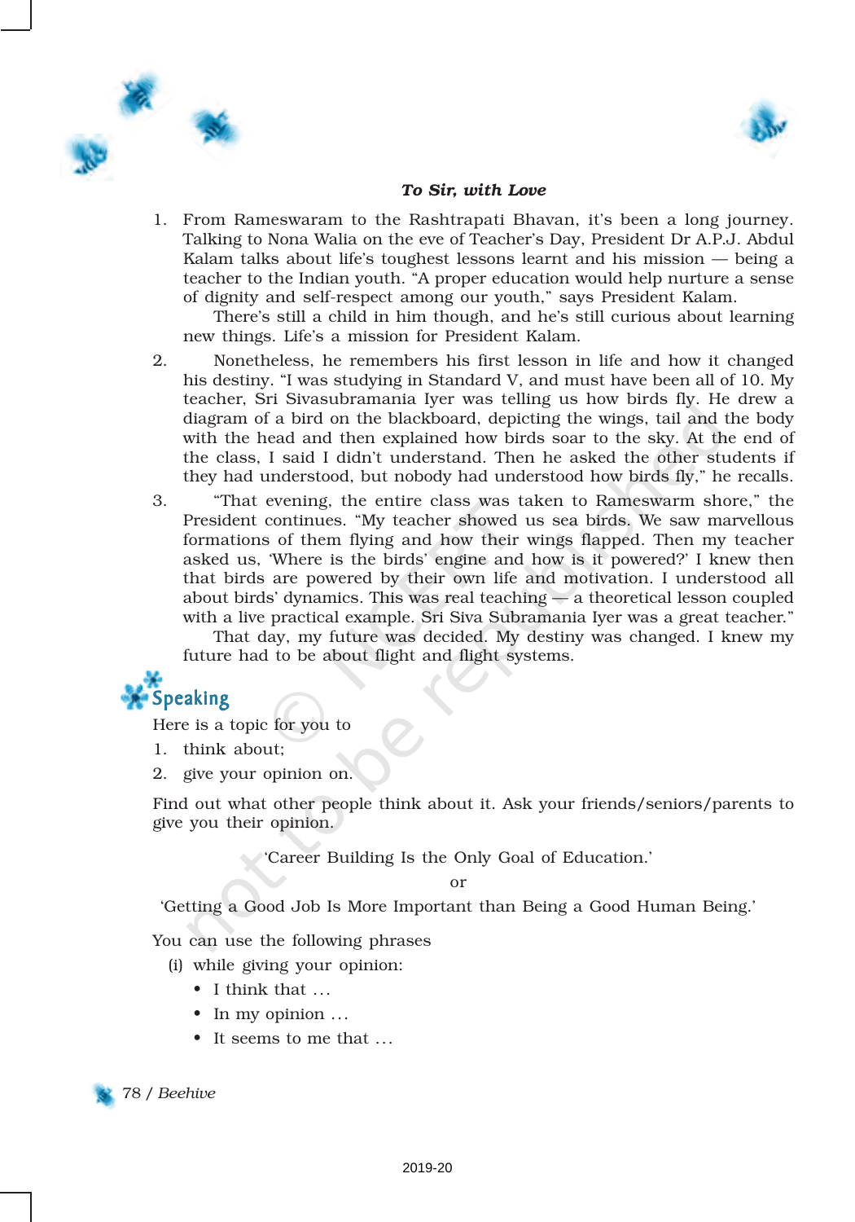***To Sir, with Love***

1. From Rameswaram to the Rashtrapati Bhavan, it's been a long journey. Talking to Nona Walia on the eve of Teacher's Day, President Dr A.P.J. Abdul Kalam talks about life's toughest lessons learnt and his mission — being a teacher to the Indian youth. "A proper education would help nurture a sense of dignity and self-respect among our youth," says President Kalam.

   There's still a child in him though, and he's still curious about learning new things. Life's a mission for President Kalam.

2. Nonetheless, he remembers his first lesson in life and how it changed his destiny. "I was studying in Standard V, and must have been all of 10. My teacher, Sri Sivasubramania Iyer was telling us how birds fly. He drew a diagram of a bird on the blackboard, depicting the wings, tail and the body with the head and then explained how birds soar to the sky. At the end of the class, I said I didn't understand. Then he asked the other students if they had understood, but nobody had understood how birds fly," he recalls.

3. "That evening, the entire class was taken to Rameswarm shore," the President continues. "My teacher showed us sea birds. We saw marvellous formations of them flying and how their wings flapped. Then my teacher asked us, 'Where is the birds' engine and how is it powered?' I knew then that birds are powered by their own life and motivation. I understood all about birds' dynamics. This was real teaching — a theoretical lesson coupled with a live practical example. Sri Siva Subramania Iyer was a great teacher."

   That day, my future was decided. My destiny was changed. I knew my future had to be about flight and flight systems.

## Speaking

Here is a topic for you to

1. think about;
2. give your opinion on.

Find out what other people think about it. Ask your friends/seniors/parents to give you their opinion.

'Career Building Is the Only Goal of Education.'

or

'Getting a Good Job Is More Important than Being a Good Human Being.'

You can use the following phrases

(i) while giving your opinion:
- I think that …
- In my opinion …
- It seems to me that …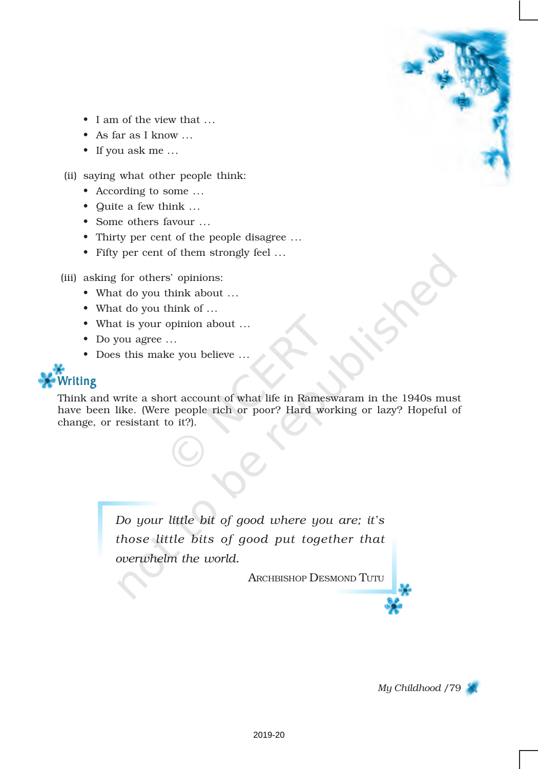- I am of the view that …
- As far as I know …
- If you ask me …

(ii) saying what other people think:
- According to some …
- Quite a few think …
- Some others favour …
- Thirty per cent of the people disagree …
- Fifty per cent of them strongly feel …

(iii) asking for others' opinions:
- What do you think about …
- What do you think of …
- What is your opinion about …
- Do you agree …
- Does this make you believe …

## Writing

Think and write a short account of what life in Rameswaram in the 1940s must have been like. (Were people rich or poor? Hard working or lazy? Hopeful of change, or resistant to it?).

> *Do your little bit of good where you are; it's those little bits of good put together that overwhelm the world.*
>
> ARCHBISHOP DESMOND TUTU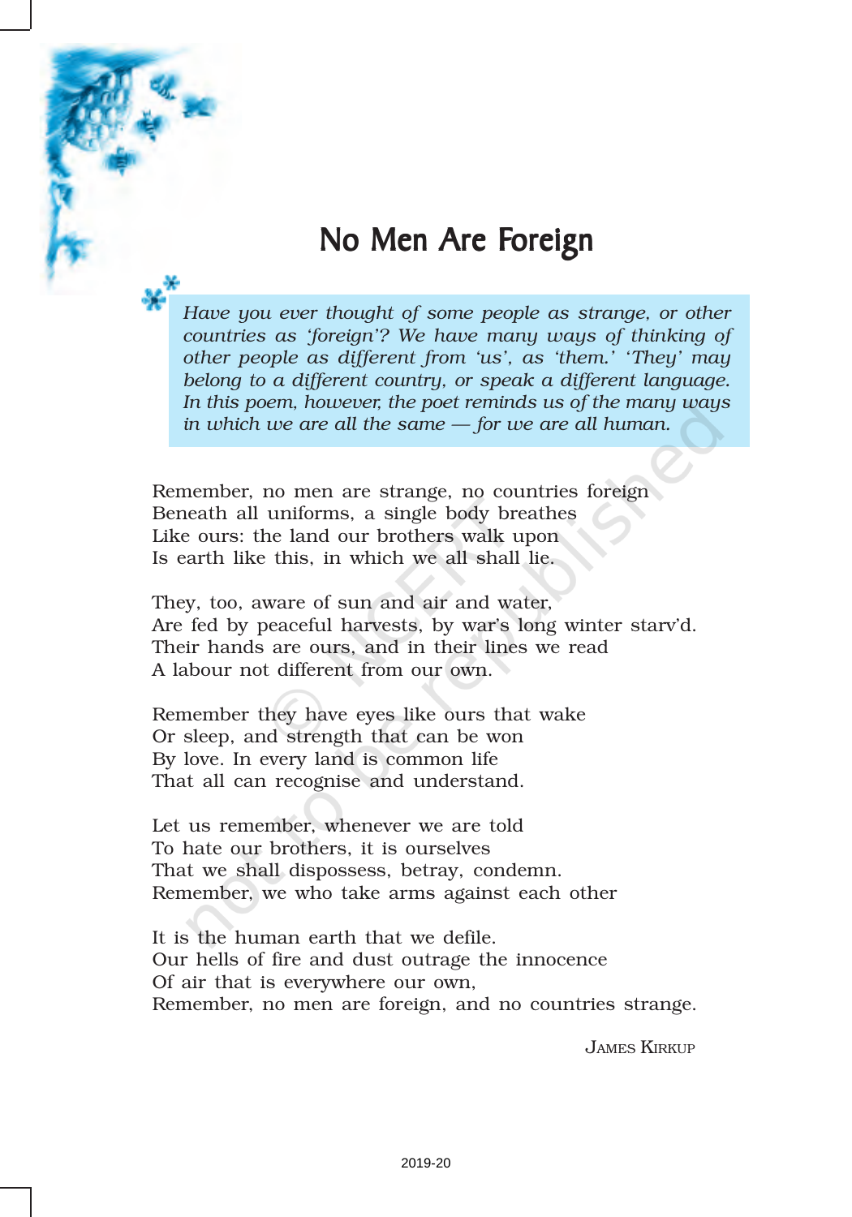# No Men Are Foreign

*Have you ever thought of some people as strange, or other countries as 'foreign'? We have many ways of thinking of other people as different from 'us', as 'them.' 'They' may belong to a different country, or speak a different language. In this poem, however, the poet reminds us of the many ways in which we are all the same — for we are all human.*

Remember, no men are strange, no countries foreign
Beneath all uniforms, a single body breathes
Like ours: the land our brothers walk upon
Is earth like this, in which we all shall lie.

They, too, aware of sun and air and water,
Are fed by peaceful harvests, by war's long winter starv'd.
Their hands are ours, and in their lines we read
A labour not different from our own.

Remember they have eyes like ours that wake
Or sleep, and strength that can be won
By love. In every land is common life
That all can recognise and understand.

Let us remember, whenever we are told
To hate our brothers, it is ourselves
That we shall dispossess, betray, condemn.
Remember, we who take arms against each other

It is the human earth that we defile.
Our hells of fire and dust outrage the innocence
Of air that is everywhere our own,
Remember, no men are foreign, and no countries strange.

JAMES KIRKUP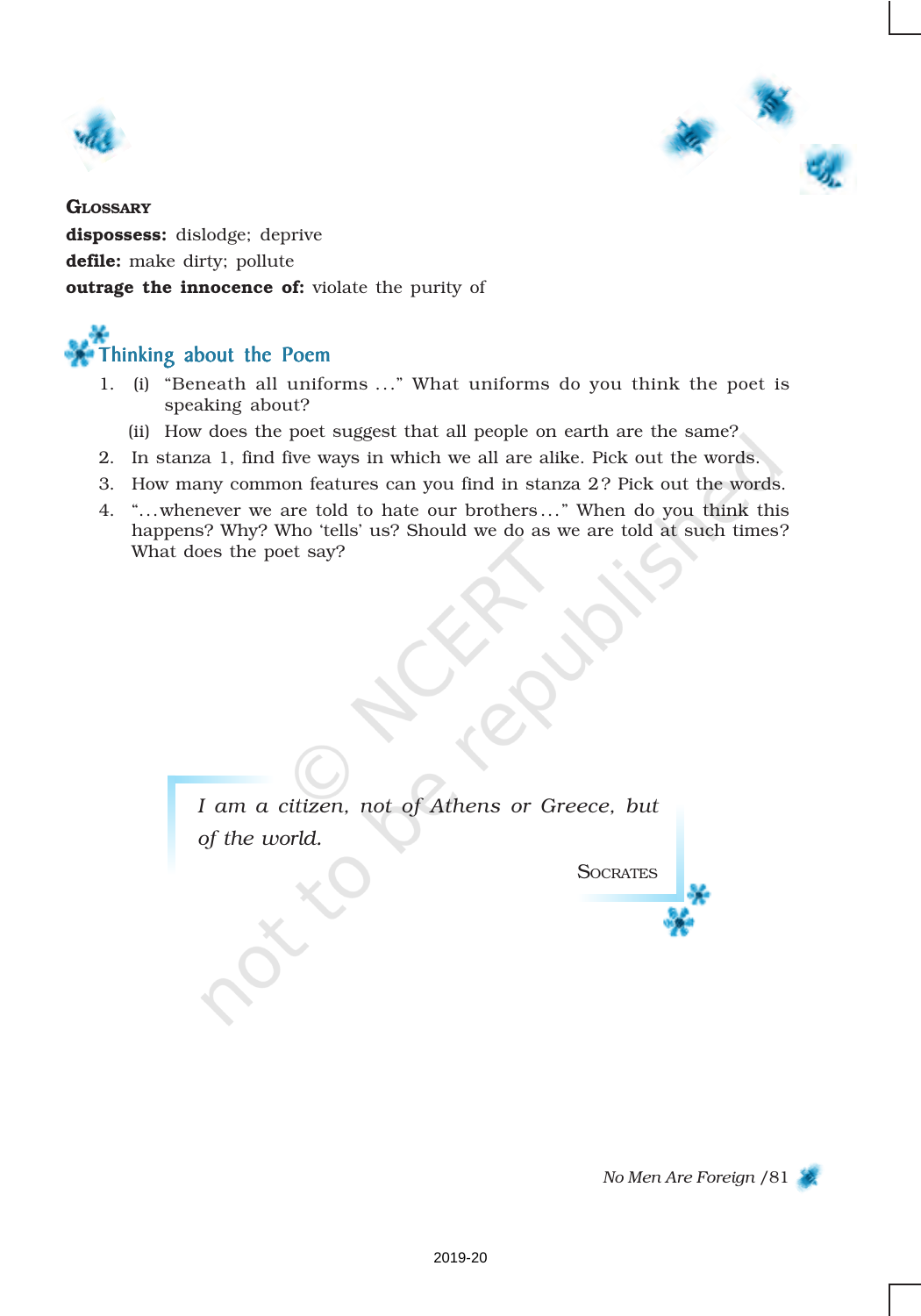**Glossary**

**dispossess:** dislodge; deprive

**defile:** make dirty; pollute

**outrage the innocence of:** violate the purity of

## Thinking about the Poem

1. (i) "Beneath all uniforms ..." What uniforms do you think the poet is speaking about?

   (ii) How does the poet suggest that all people on earth are the same?

2. In stanza 1, find five ways in which we all are alike. Pick out the words.
3. How many common features can you find in stanza 2? Pick out the words.
4. "...whenever we are told to hate our brothers..." When do you think this happens? Why? Who 'tells' us? Should we do as we are told at such times? What does the poet say?

> *I am a citizen, not of Athens or Greece, but of the world.*
>
> Socrates